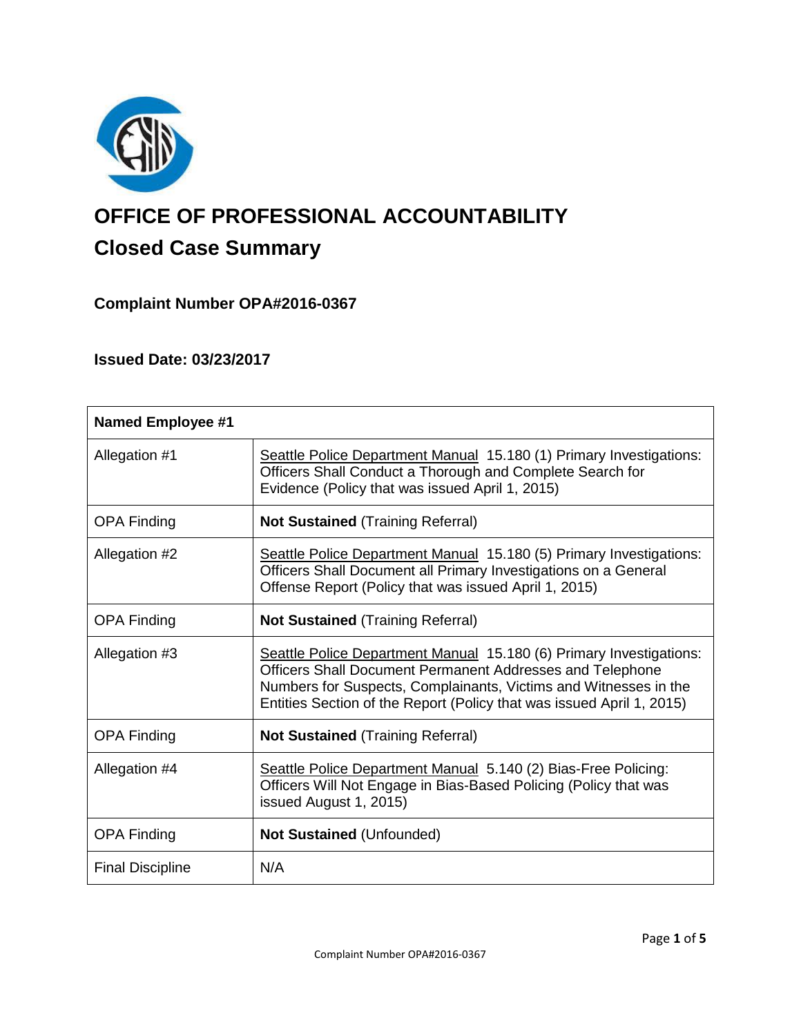# OFFICE OF PROFESSIONAL ACCOUNTABILITY

## Closed Case Summary

### Complaint Number OPA#2016-0367

### Issued Date: 03/23/2017

| Named Employee #1 | |
|---|---|
| Allegation #1 | Seattle Police Department Manual 15.180 (1) Primary Investigations: Officers Shall Conduct a Thorough and Complete Search for Evidence (Policy that was issued April 1, 2015) |
| OPA Finding | **Not Sustained** (Training Referral) |
| Allegation #2 | Seattle Police Department Manual 15.180 (5) Primary Investigations: Officers Shall Document all Primary Investigations on a General Offense Report (Policy that was issued April 1, 2015) |
| OPA Finding | **Not Sustained** (Training Referral) |
| Allegation #3 | Seattle Police Department Manual 15.180 (6) Primary Investigations: Officers Shall Document Permanent Addresses and Telephone Numbers for Suspects, Complainants, Victims and Witnesses in the Entities Section of the Report (Policy that was issued April 1, 2015) |
| OPA Finding | **Not Sustained** (Training Referral) |
| Allegation #4 | Seattle Police Department Manual 5.140 (2) Bias-Free Policing: Officers Will Not Engage in Bias-Based Policing (Policy that was issued August 1, 2015) |
| OPA Finding | **Not Sustained** (Unfounded) |
| Final Discipline | N/A |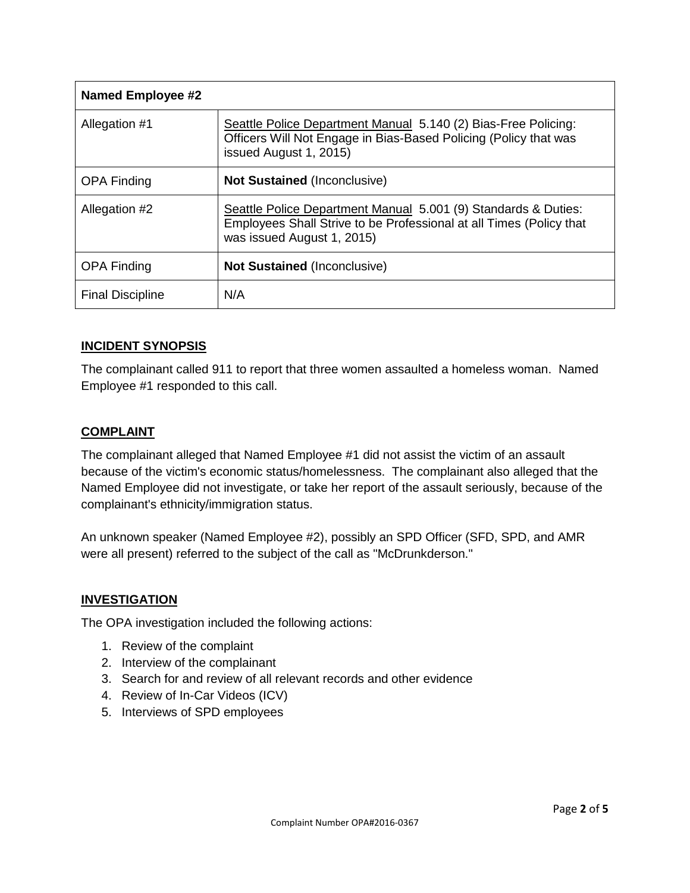| **Named Employee #2** | |
|---|---|
| Allegation #1 | Seattle Police Department Manual 5.140 (2) Bias-Free Policing: Officers Will Not Engage in Bias-Based Policing (Policy that was issued August 1, 2015) |
| OPA Finding | **Not Sustained** (Inconclusive) |
| Allegation #2 | Seattle Police Department Manual 5.001 (9) Standards & Duties: Employees Shall Strive to be Professional at all Times (Policy that was issued August 1, 2015) |
| OPA Finding | **Not Sustained** (Inconclusive) |
| Final Discipline | N/A |

## INCIDENT SYNOPSIS

The complainant called 911 to report that three women assaulted a homeless woman. Named Employee #1 responded to this call.

## COMPLAINT

The complainant alleged that Named Employee #1 did not assist the victim of an assault because of the victim's economic status/homelessness. The complainant also alleged that the Named Employee did not investigate, or take her report of the assault seriously, because of the complainant's ethnicity/immigration status.

An unknown speaker (Named Employee #2), possibly an SPD Officer (SFD, SPD, and AMR were all present) referred to the subject of the call as "McDrunkderson."

## INVESTIGATION

The OPA investigation included the following actions:

1. Review of the complaint
2. Interview of the complainant
3. Search for and review of all relevant records and other evidence
4. Review of In-Car Videos (ICV)
5. Interviews of SPD employees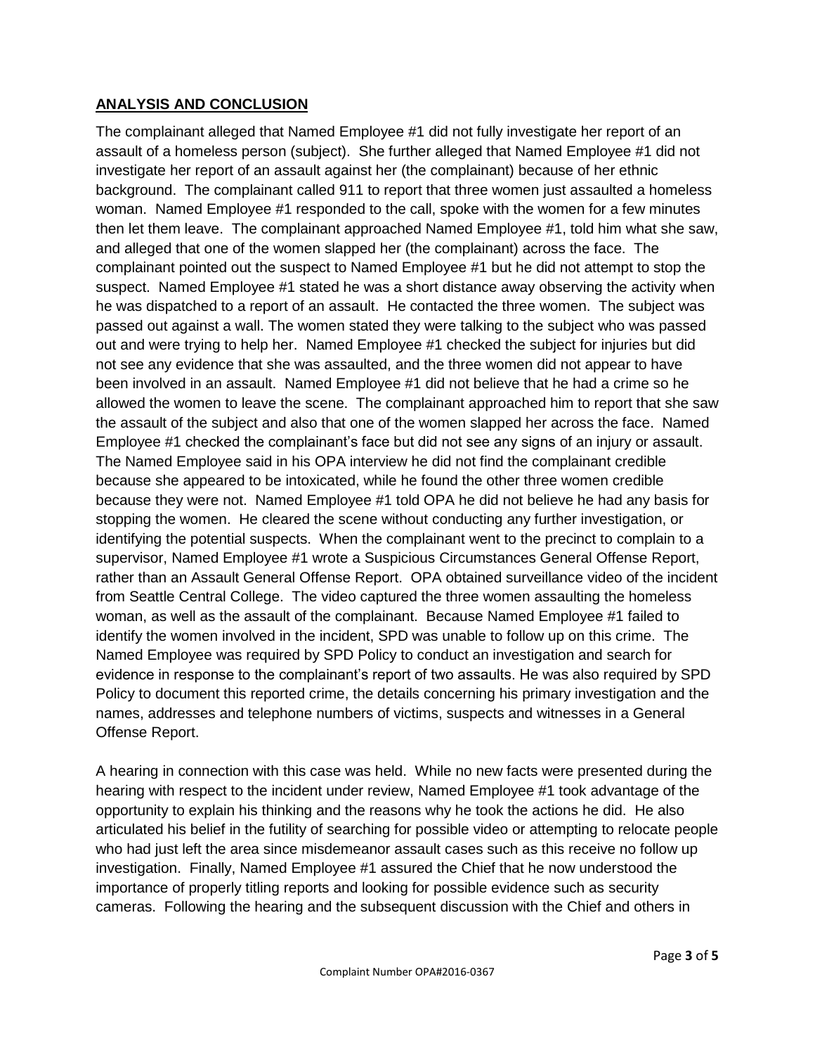## ANALYSIS AND CONCLUSION

The complainant alleged that Named Employee #1 did not fully investigate her report of an assault of a homeless person (subject). She further alleged that Named Employee #1 did not investigate her report of an assault against her (the complainant) because of her ethnic background. The complainant called 911 to report that three women just assaulted a homeless woman. Named Employee #1 responded to the call, spoke with the women for a few minutes then let them leave. The complainant approached Named Employee #1, told him what she saw, and alleged that one of the women slapped her (the complainant) across the face. The complainant pointed out the suspect to Named Employee #1 but he did not attempt to stop the suspect. Named Employee #1 stated he was a short distance away observing the activity when he was dispatched to a report of an assault. He contacted the three women. The subject was passed out against a wall. The women stated they were talking to the subject who was passed out and were trying to help her. Named Employee #1 checked the subject for injuries but did not see any evidence that she was assaulted, and the three women did not appear to have been involved in an assault. Named Employee #1 did not believe that he had a crime so he allowed the women to leave the scene. The complainant approached him to report that she saw the assault of the subject and also that one of the women slapped her across the face. Named Employee #1 checked the complainant's face but did not see any signs of an injury or assault. The Named Employee said in his OPA interview he did not find the complainant credible because she appeared to be intoxicated, while he found the other three women credible because they were not. Named Employee #1 told OPA he did not believe he had any basis for stopping the women. He cleared the scene without conducting any further investigation, or identifying the potential suspects. When the complainant went to the precinct to complain to a supervisor, Named Employee #1 wrote a Suspicious Circumstances General Offense Report, rather than an Assault General Offense Report. OPA obtained surveillance video of the incident from Seattle Central College. The video captured the three women assaulting the homeless woman, as well as the assault of the complainant. Because Named Employee #1 failed to identify the women involved in the incident, SPD was unable to follow up on this crime. The Named Employee was required by SPD Policy to conduct an investigation and search for evidence in response to the complainant's report of two assaults. He was also required by SPD Policy to document this reported crime, the details concerning his primary investigation and the names, addresses and telephone numbers of victims, suspects and witnesses in a General Offense Report.

A hearing in connection with this case was held. While no new facts were presented during the hearing with respect to the incident under review, Named Employee #1 took advantage of the opportunity to explain his thinking and the reasons why he took the actions he did. He also articulated his belief in the futility of searching for possible video or attempting to relocate people who had just left the area since misdemeanor assault cases such as this receive no follow up investigation. Finally, Named Employee #1 assured the Chief that he now understood the importance of properly titling reports and looking for possible evidence such as security cameras. Following the hearing and the subsequent discussion with the Chief and others in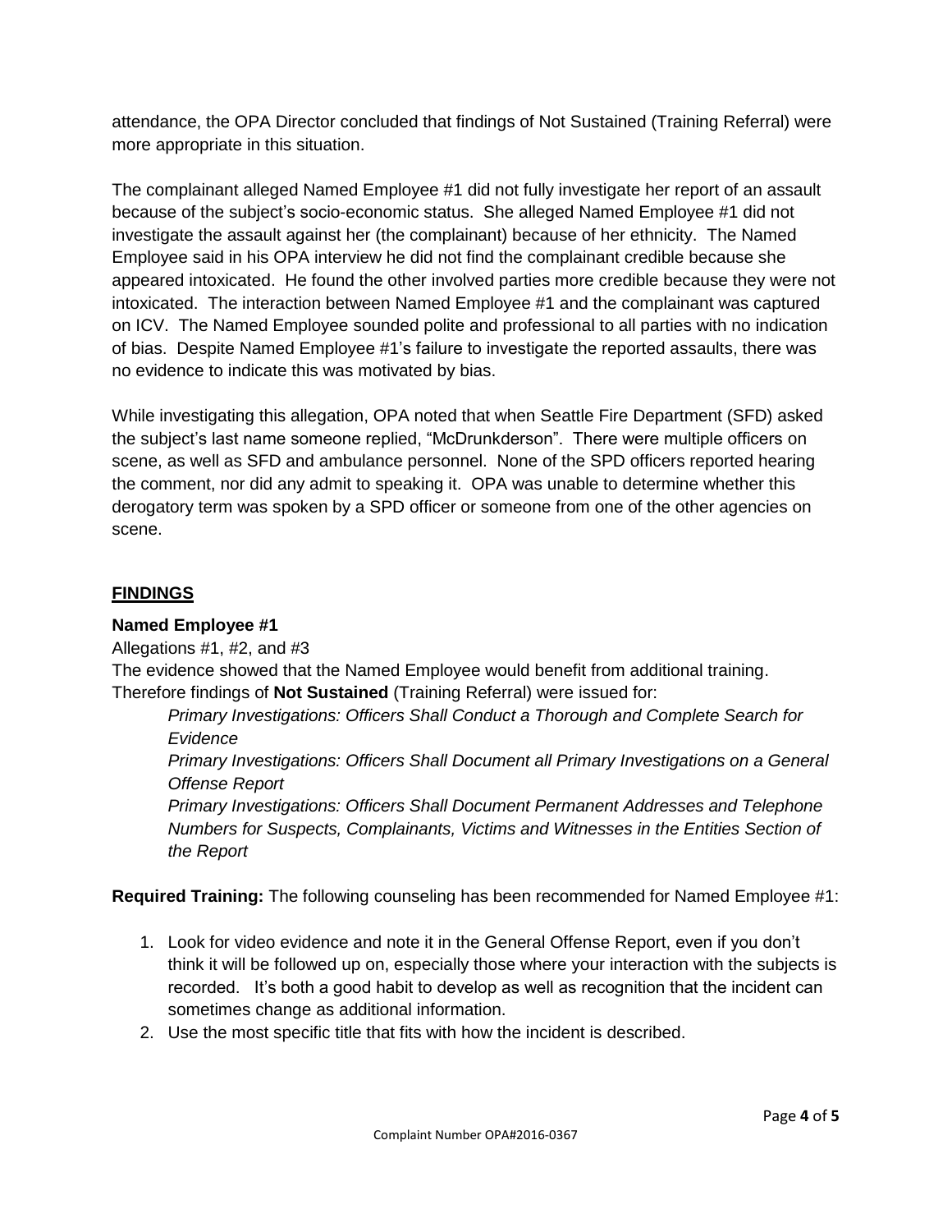attendance, the OPA Director concluded that findings of Not Sustained (Training Referral) were more appropriate in this situation.

The complainant alleged Named Employee #1 did not fully investigate her report of an assault because of the subject's socio-economic status. She alleged Named Employee #1 did not investigate the assault against her (the complainant) because of her ethnicity. The Named Employee said in his OPA interview he did not find the complainant credible because she appeared intoxicated. He found the other involved parties more credible because they were not intoxicated. The interaction between Named Employee #1 and the complainant was captured on ICV. The Named Employee sounded polite and professional to all parties with no indication of bias. Despite Named Employee #1's failure to investigate the reported assaults, there was no evidence to indicate this was motivated by bias.

While investigating this allegation, OPA noted that when Seattle Fire Department (SFD) asked the subject's last name someone replied, "McDrunkderson". There were multiple officers on scene, as well as SFD and ambulance personnel. None of the SPD officers reported hearing the comment, nor did any admit to speaking it. OPA was unable to determine whether this derogatory term was spoken by a SPD officer or someone from one of the other agencies on scene.

## FINDINGS

**Named Employee #1**

Allegations #1, #2, and #3

The evidence showed that the Named Employee would benefit from additional training. Therefore findings of **Not Sustained** (Training Referral) were issued for:

*Primary Investigations: Officers Shall Conduct a Thorough and Complete Search for Evidence*

*Primary Investigations: Officers Shall Document all Primary Investigations on a General Offense Report*

*Primary Investigations: Officers Shall Document Permanent Addresses and Telephone Numbers for Suspects, Complainants, Victims and Witnesses in the Entities Section of the Report*

**Required Training:** The following counseling has been recommended for Named Employee #1:

1. Look for video evidence and note it in the General Offense Report, even if you don't think it will be followed up on, especially those where your interaction with the subjects is recorded. It's both a good habit to develop as well as recognition that the incident can sometimes change as additional information.
2. Use the most specific title that fits with how the incident is described.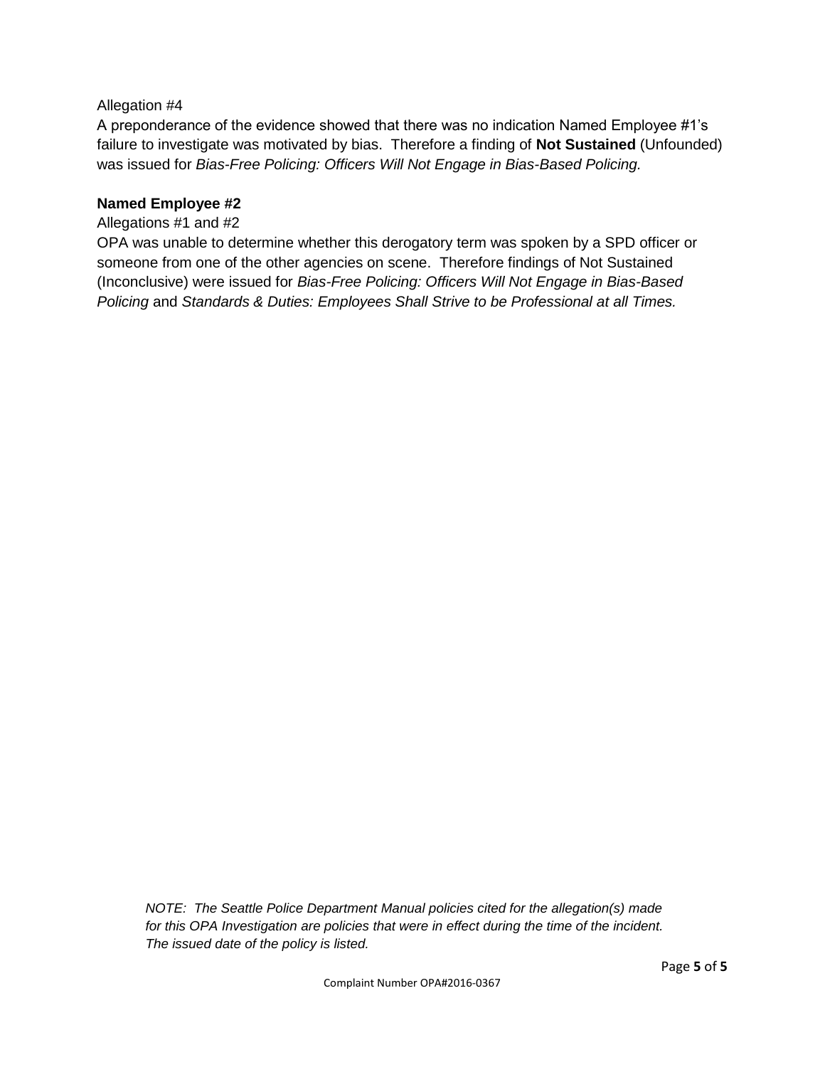Allegation #4

A preponderance of the evidence showed that there was no indication Named Employee #1's failure to investigate was motivated by bias. Therefore a finding of **Not Sustained** (Unfounded) was issued for *Bias-Free Policing: Officers Will Not Engage in Bias-Based Policing.*

**Named Employee #2**

Allegations #1 and #2

OPA was unable to determine whether this derogatory term was spoken by a SPD officer or someone from one of the other agencies on scene. Therefore findings of Not Sustained (Inconclusive) were issued for *Bias-Free Policing: Officers Will Not Engage in Bias-Based Policing* and *Standards & Duties: Employees Shall Strive to be Professional at all Times.*

*NOTE: The Seattle Police Department Manual policies cited for the allegation(s) made for this OPA Investigation are policies that were in effect during the time of the incident. The issued date of the policy is listed.*

Complaint Number OPA#2016-0367